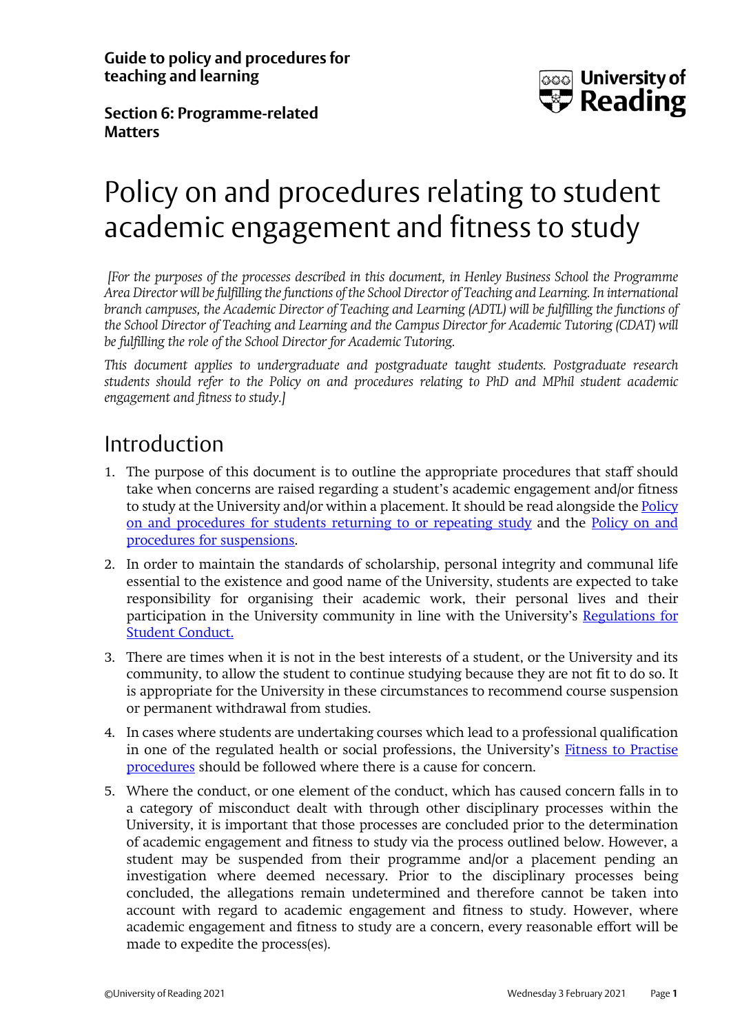**Guide to policy and procedures for teaching and learning**

**Section 6: Programme-related Matters**

# Policy on and procedures relating to student academic engagement and fitness to study

*[For the purposes of the processes described in this document, in Henley Business School the Programme Area Director will be fulfilling the functions of the School Director of Teaching and Learning. In international branch campuses, the Academic Director of Teaching and Learning (ADTL) will be fulfilling the functions of the School Director of Teaching and Learning and the Campus Director for Academic Tutoring (CDAT) will be fulfilling the role of the School Director for Academic Tutoring.*

*This document applies to undergraduate and postgraduate taught students. Postgraduate research students should refer to the Policy on and procedures relating to PhD and MPhil student academic engagement and fitness to study.]*

## Introduction

1. The purpose of this document is to outline the appropriate procedures that staff should take when concerns are raised regarding a student's academic engagement and/or fitness to study at the University and/or within a placement. It should be read alongside the Policy on and procedures for students returning to or repeating study and the Policy on and procedures for suspensions.

2. In order to maintain the standards of scholarship, personal integrity and communal life essential to the existence and good name of the University, students are expected to take responsibility for organising their academic work, their personal lives and their participation in the University community in line with the University's Regulations for Student Conduct.

3. There are times when it is not in the best interests of a student, or the University and its community, to allow the student to continue studying because they are not fit to do so. It is appropriate for the University in these circumstances to recommend course suspension or permanent withdrawal from studies.

4. In cases where students are undertaking courses which lead to a professional qualification in one of the regulated health or social professions, the University's Fitness to Practise procedures should be followed where there is a cause for concern.

5. Where the conduct, or one element of the conduct, which has caused concern falls in to a category of misconduct dealt with through other disciplinary processes within the University, it is important that those processes are concluded prior to the determination of academic engagement and fitness to study via the process outlined below. However, a student may be suspended from their programme and/or a placement pending an investigation where deemed necessary. Prior to the disciplinary processes being concluded, the allegations remain undetermined and therefore cannot be taken into account with regard to academic engagement and fitness to study. However, where academic engagement and fitness to study are a concern, every reasonable effort will be made to expedite the process(es).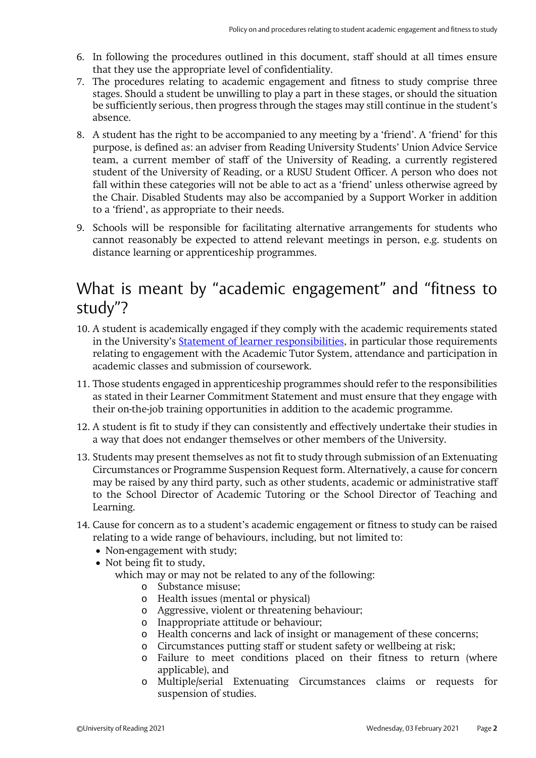6. In following the procedures outlined in this document, staff should at all times ensure that they use the appropriate level of confidentiality.
7. The procedures relating to academic engagement and fitness to study comprise three stages. Should a student be unwilling to play a part in these stages, or should the situation be sufficiently serious, then progress through the stages may still continue in the student's absence.
8. A student has the right to be accompanied to any meeting by a 'friend'. A 'friend' for this purpose, is defined as: an adviser from Reading University Students' Union Advice Service team, a current member of staff of the University of Reading, a currently registered student of the University of Reading, or a RUSU Student Officer. A person who does not fall within these categories will not be able to act as a 'friend' unless otherwise agreed by the Chair. Disabled Students may also be accompanied by a Support Worker in addition to a 'friend', as appropriate to their needs.
9. Schools will be responsible for facilitating alternative arrangements for students who cannot reasonably be expected to attend relevant meetings in person, e.g. students on distance learning or apprenticeship programmes.

## What is meant by "academic engagement" and "fitness to study"?

10. A student is academically engaged if they comply with the academic requirements stated in the University's [Statement of learner responsibilities](), in particular those requirements relating to engagement with the Academic Tutor System, attendance and participation in academic classes and submission of coursework.
11. Those students engaged in apprenticeship programmes should refer to the responsibilities as stated in their Learner Commitment Statement and must ensure that they engage with their on-the-job training opportunities in addition to the academic programme.
12. A student is fit to study if they can consistently and effectively undertake their studies in a way that does not endanger themselves or other members of the University.
13. Students may present themselves as not fit to study through submission of an Extenuating Circumstances or Programme Suspension Request form. Alternatively, a cause for concern may be raised by any third party, such as other students, academic or administrative staff to the School Director of Academic Tutoring or the School Director of Teaching and Learning.
14. Cause for concern as to a student's academic engagement or fitness to study can be raised relating to a wide range of behaviours, including, but not limited to:
    - Non-engagement with study;
    - Not being fit to study,

      which may or may not be related to any of the following:
        - Substance misuse;
        - Health issues (mental or physical)
        - Aggressive, violent or threatening behaviour;
        - Inappropriate attitude or behaviour;
        - Health concerns and lack of insight or management of these concerns;
        - Circumstances putting staff or student safety or wellbeing at risk;
        - Failure to meet conditions placed on their fitness to return (where applicable), and
        - Multiple/serial Extenuating Circumstances claims or requests for suspension of studies.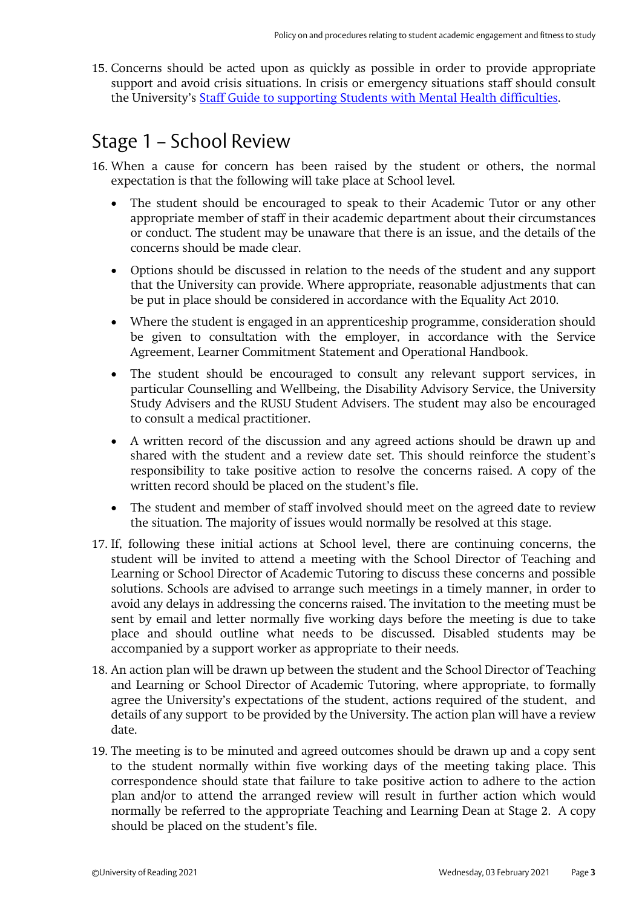15. Concerns should be acted upon as quickly as possible in order to provide appropriate support and avoid crisis situations. In crisis or emergency situations staff should consult the University's [Staff Guide to supporting Students with Mental Health difficulties](#).

## Stage 1 – School Review

16. When a cause for concern has been raised by the student or others, the normal expectation is that the following will take place at School level.

    - The student should be encouraged to speak to their Academic Tutor or any other appropriate member of staff in their academic department about their circumstances or conduct. The student may be unaware that there is an issue, and the details of the concerns should be made clear.
    - Options should be discussed in relation to the needs of the student and any support that the University can provide. Where appropriate, reasonable adjustments that can be put in place should be considered in accordance with the Equality Act 2010.
    - Where the student is engaged in an apprenticeship programme, consideration should be given to consultation with the employer, in accordance with the Service Agreement, Learner Commitment Statement and Operational Handbook.
    - The student should be encouraged to consult any relevant support services, in particular Counselling and Wellbeing, the Disability Advisory Service, the University Study Advisers and the RUSU Student Advisers. The student may also be encouraged to consult a medical practitioner.
    - A written record of the discussion and any agreed actions should be drawn up and shared with the student and a review date set. This should reinforce the student's responsibility to take positive action to resolve the concerns raised. A copy of the written record should be placed on the student's file.
    - The student and member of staff involved should meet on the agreed date to review the situation. The majority of issues would normally be resolved at this stage.

17. If, following these initial actions at School level, there are continuing concerns, the student will be invited to attend a meeting with the School Director of Teaching and Learning or School Director of Academic Tutoring to discuss these concerns and possible solutions. Schools are advised to arrange such meetings in a timely manner, in order to avoid any delays in addressing the concerns raised. The invitation to the meeting must be sent by email and letter normally five working days before the meeting is due to take place and should outline what needs to be discussed. Disabled students may be accompanied by a support worker as appropriate to their needs.

18. An action plan will be drawn up between the student and the School Director of Teaching and Learning or School Director of Academic Tutoring, where appropriate, to formally agree the University's expectations of the student, actions required of the student, and details of any support to be provided by the University. The action plan will have a review date.

19. The meeting is to be minuted and agreed outcomes should be drawn up and a copy sent to the student normally within five working days of the meeting taking place. This correspondence should state that failure to take positive action to adhere to the action plan and/or to attend the arranged review will result in further action which would normally be referred to the appropriate Teaching and Learning Dean at Stage 2. A copy should be placed on the student's file.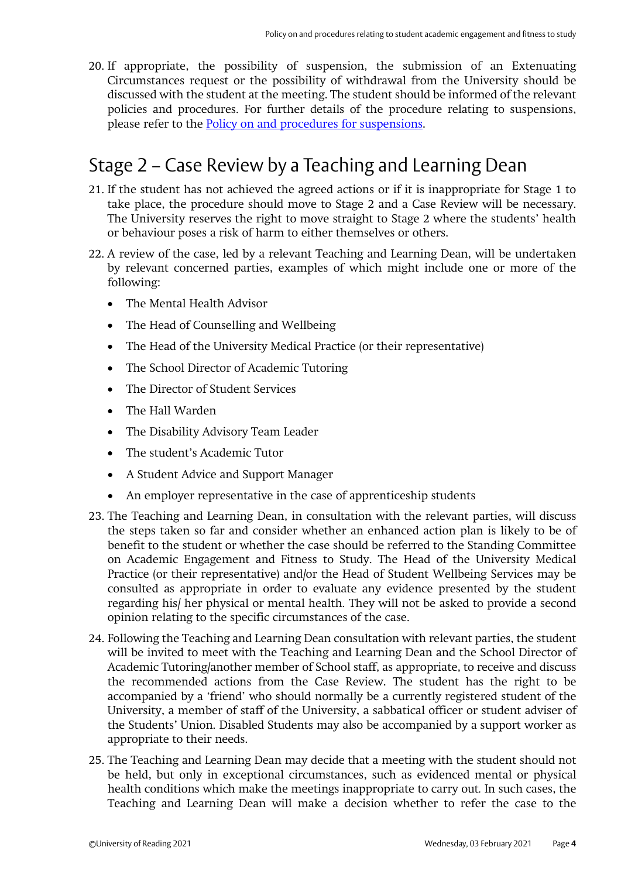20. If appropriate, the possibility of suspension, the submission of an Extenuating Circumstances request or the possibility of withdrawal from the University should be discussed with the student at the meeting. The student should be informed of the relevant policies and procedures. For further details of the procedure relating to suspensions, please refer to the Policy on and procedures for suspensions.

## Stage 2 – Case Review by a Teaching and Learning Dean

21. If the student has not achieved the agreed actions or if it is inappropriate for Stage 1 to take place, the procedure should move to Stage 2 and a Case Review will be necessary. The University reserves the right to move straight to Stage 2 where the students' health or behaviour poses a risk of harm to either themselves or others.

22. A review of the case, led by a relevant Teaching and Learning Dean, will be undertaken by relevant concerned parties, examples of which might include one or more of the following:

    - The Mental Health Advisor
    - The Head of Counselling and Wellbeing
    - The Head of the University Medical Practice (or their representative)
    - The School Director of Academic Tutoring
    - The Director of Student Services
    - The Hall Warden
    - The Disability Advisory Team Leader
    - The student's Academic Tutor
    - A Student Advice and Support Manager
    - An employer representative in the case of apprenticeship students

23. The Teaching and Learning Dean, in consultation with the relevant parties, will discuss the steps taken so far and consider whether an enhanced action plan is likely to be of benefit to the student or whether the case should be referred to the Standing Committee on Academic Engagement and Fitness to Study. The Head of the University Medical Practice (or their representative) and/or the Head of Student Wellbeing Services may be consulted as appropriate in order to evaluate any evidence presented by the student regarding his/ her physical or mental health. They will not be asked to provide a second opinion relating to the specific circumstances of the case.

24. Following the Teaching and Learning Dean consultation with relevant parties, the student will be invited to meet with the Teaching and Learning Dean and the School Director of Academic Tutoring/another member of School staff, as appropriate, to receive and discuss the recommended actions from the Case Review. The student has the right to be accompanied by a 'friend' who should normally be a currently registered student of the University, a member of staff of the University, a sabbatical officer or student adviser of the Students' Union. Disabled Students may also be accompanied by a support worker as appropriate to their needs.

25. The Teaching and Learning Dean may decide that a meeting with the student should not be held, but only in exceptional circumstances, such as evidenced mental or physical health conditions which make the meetings inappropriate to carry out. In such cases, the Teaching and Learning Dean will make a decision whether to refer the case to the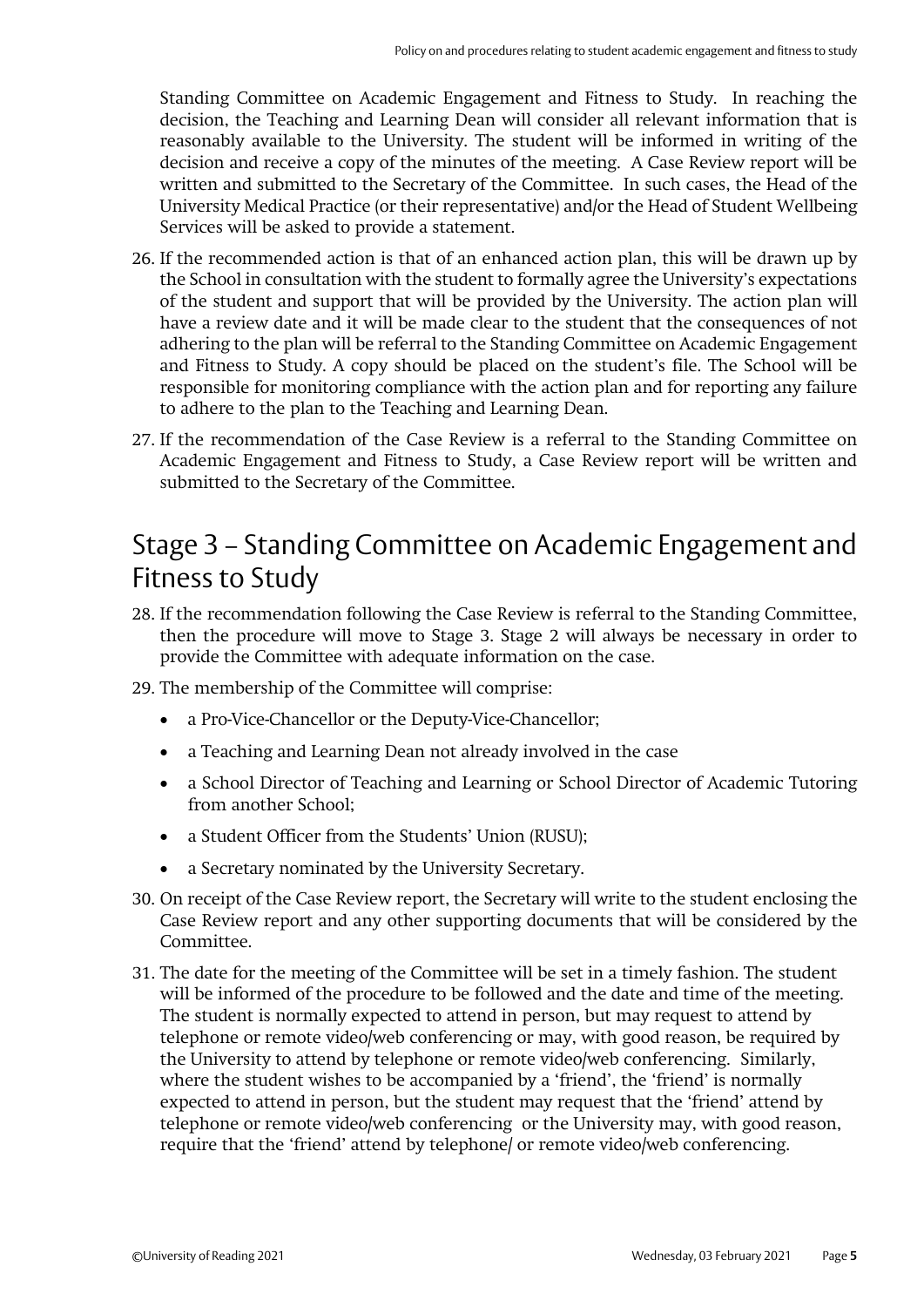Standing Committee on Academic Engagement and Fitness to Study. In reaching the decision, the Teaching and Learning Dean will consider all relevant information that is reasonably available to the University. The student will be informed in writing of the decision and receive a copy of the minutes of the meeting. A Case Review report will be written and submitted to the Secretary of the Committee. In such cases, the Head of the University Medical Practice (or their representative) and/or the Head of Student Wellbeing Services will be asked to provide a statement.

26. If the recommended action is that of an enhanced action plan, this will be drawn up by the School in consultation with the student to formally agree the University's expectations of the student and support that will be provided by the University. The action plan will have a review date and it will be made clear to the student that the consequences of not adhering to the plan will be referral to the Standing Committee on Academic Engagement and Fitness to Study. A copy should be placed on the student's file. The School will be responsible for monitoring compliance with the action plan and for reporting any failure to adhere to the plan to the Teaching and Learning Dean.

27. If the recommendation of the Case Review is a referral to the Standing Committee on Academic Engagement and Fitness to Study, a Case Review report will be written and submitted to the Secretary of the Committee.

## Stage 3 – Standing Committee on Academic Engagement and Fitness to Study

28. If the recommendation following the Case Review is referral to the Standing Committee, then the procedure will move to Stage 3. Stage 2 will always be necessary in order to provide the Committee with adequate information on the case.

29. The membership of the Committee will comprise:
    - a Pro-Vice-Chancellor or the Deputy-Vice-Chancellor;
    - a Teaching and Learning Dean not already involved in the case
    - a School Director of Teaching and Learning or School Director of Academic Tutoring from another School;
    - a Student Officer from the Students' Union (RUSU);
    - a Secretary nominated by the University Secretary.

30. On receipt of the Case Review report, the Secretary will write to the student enclosing the Case Review report and any other supporting documents that will be considered by the Committee.

31. The date for the meeting of the Committee will be set in a timely fashion. The student will be informed of the procedure to be followed and the date and time of the meeting. The student is normally expected to attend in person, but may request to attend by telephone or remote video/web conferencing or may, with good reason, be required by the University to attend by telephone or remote video/web conferencing. Similarly, where the student wishes to be accompanied by a 'friend', the 'friend' is normally expected to attend in person, but the student may request that the 'friend' attend by telephone or remote video/web conferencing or the University may, with good reason, require that the 'friend' attend by telephone/ or remote video/web conferencing.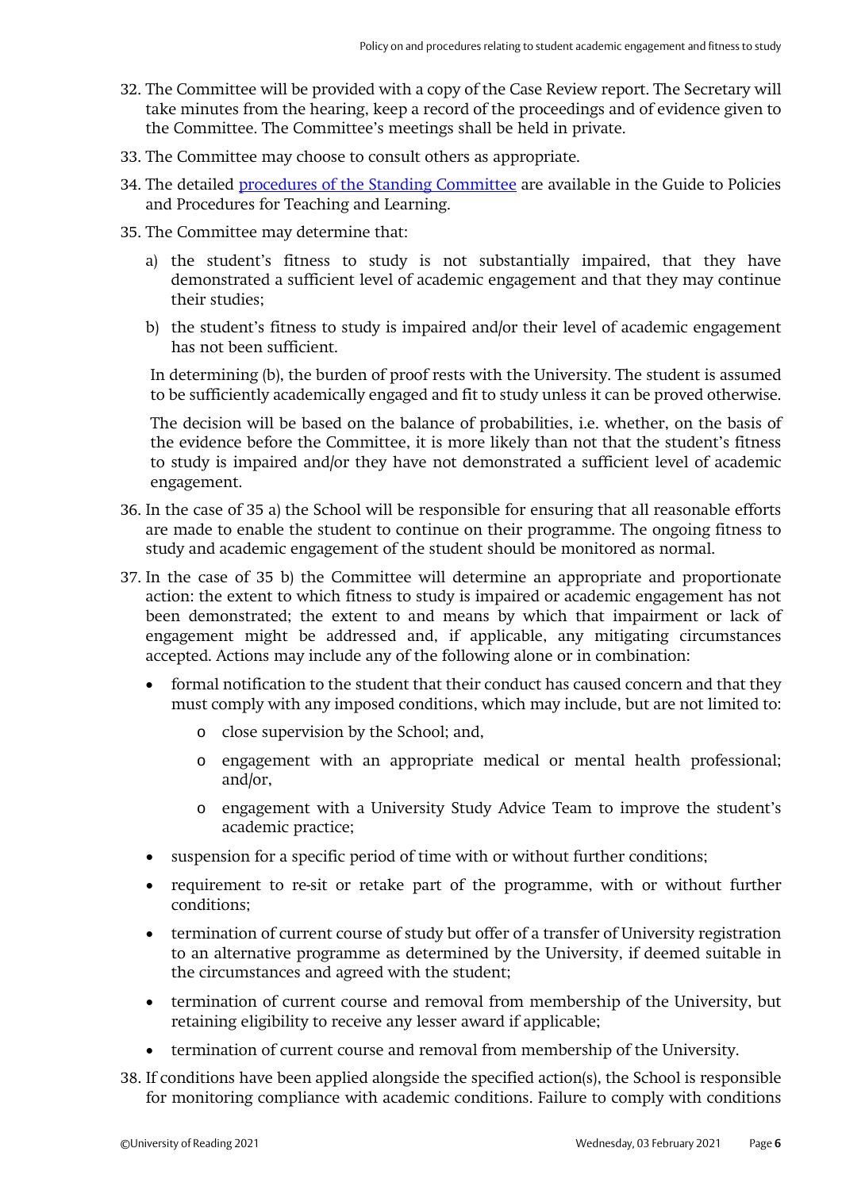32. The Committee will be provided with a copy of the Case Review report. The Secretary will take minutes from the hearing, keep a record of the proceedings and of evidence given to the Committee. The Committee's meetings shall be held in private.

33. The Committee may choose to consult others as appropriate.

34. The detailed procedures of the Standing Committee are available in the Guide to Policies and Procedures for Teaching and Learning.

35. The Committee may determine that:

    a) the student's fitness to study is not substantially impaired, that they have demonstrated a sufficient level of academic engagement and that they may continue their studies;

    b) the student's fitness to study is impaired and/or their level of academic engagement has not been sufficient.

    In determining (b), the burden of proof rests with the University. The student is assumed to be sufficiently academically engaged and fit to study unless it can be proved otherwise.

    The decision will be based on the balance of probabilities, i.e. whether, on the basis of the evidence before the Committee, it is more likely than not that the student's fitness to study is impaired and/or they have not demonstrated a sufficient level of academic engagement.

36. In the case of 35 a) the School will be responsible for ensuring that all reasonable efforts are made to enable the student to continue on their programme. The ongoing fitness to study and academic engagement of the student should be monitored as normal.

37. In the case of 35 b) the Committee will determine an appropriate and proportionate action: the extent to which fitness to study is impaired or academic engagement has not been demonstrated; the extent to and means by which that impairment or lack of engagement might be addressed and, if applicable, any mitigating circumstances accepted. Actions may include any of the following alone or in combination:

    - formal notification to the student that their conduct has caused concern and that they must comply with any imposed conditions, which may include, but are not limited to:
        - close supervision by the School; and,
        - engagement with an appropriate medical or mental health professional; and/or,
        - engagement with a University Study Advice Team to improve the student's academic practice;
    - suspension for a specific period of time with or without further conditions;
    - requirement to re-sit or retake part of the programme, with or without further conditions;
    - termination of current course of study but offer of a transfer of University registration to an alternative programme as determined by the University, if deemed suitable in the circumstances and agreed with the student;
    - termination of current course and removal from membership of the University, but retaining eligibility to receive any lesser award if applicable;
    - termination of current course and removal from membership of the University.

38. If conditions have been applied alongside the specified action(s), the School is responsible for monitoring compliance with academic conditions. Failure to comply with conditions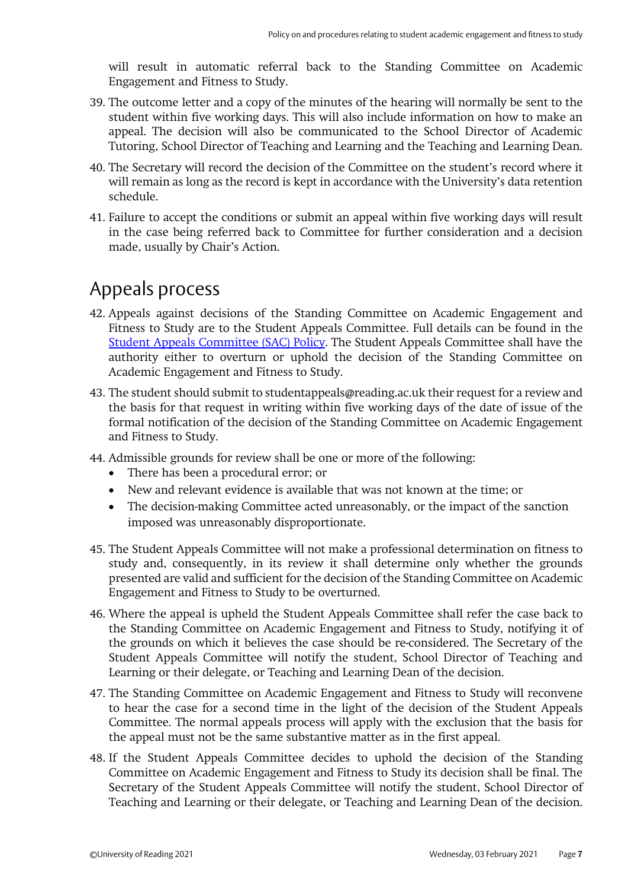will result in automatic referral back to the Standing Committee on Academic Engagement and Fitness to Study.

39. The outcome letter and a copy of the minutes of the hearing will normally be sent to the student within five working days. This will also include information on how to make an appeal. The decision will also be communicated to the School Director of Academic Tutoring, School Director of Teaching and Learning and the Teaching and Learning Dean.
40. The Secretary will record the decision of the Committee on the student's record where it will remain as long as the record is kept in accordance with the University's data retention schedule.
41. Failure to accept the conditions or submit an appeal within five working days will result in the case being referred back to Committee for further consideration and a decision made, usually by Chair's Action.

## Appeals process

42. Appeals against decisions of the Standing Committee on Academic Engagement and Fitness to Study are to the Student Appeals Committee. Full details can be found in the [Student Appeals Committee (SAC) Policy](). The Student Appeals Committee shall have the authority either to overturn or uphold the decision of the Standing Committee on Academic Engagement and Fitness to Study.
43. The student should submit to studentappeals@reading.ac.uk their request for a review and the basis for that request in writing within five working days of the date of issue of the formal notification of the decision of the Standing Committee on Academic Engagement and Fitness to Study.
44. Admissible grounds for review shall be one or more of the following:
    - There has been a procedural error; or
    - New and relevant evidence is available that was not known at the time; or
    - The decision-making Committee acted unreasonably, or the impact of the sanction imposed was unreasonably disproportionate.
45. The Student Appeals Committee will not make a professional determination on fitness to study and, consequently, in its review it shall determine only whether the grounds presented are valid and sufficient for the decision of the Standing Committee on Academic Engagement and Fitness to Study to be overturned.
46. Where the appeal is upheld the Student Appeals Committee shall refer the case back to the Standing Committee on Academic Engagement and Fitness to Study, notifying it of the grounds on which it believes the case should be re-considered. The Secretary of the Student Appeals Committee will notify the student, School Director of Teaching and Learning or their delegate, or Teaching and Learning Dean of the decision.
47. The Standing Committee on Academic Engagement and Fitness to Study will reconvene to hear the case for a second time in the light of the decision of the Student Appeals Committee. The normal appeals process will apply with the exclusion that the basis for the appeal must not be the same substantive matter as in the first appeal.
48. If the Student Appeals Committee decides to uphold the decision of the Standing Committee on Academic Engagement and Fitness to Study its decision shall be final. The Secretary of the Student Appeals Committee will notify the student, School Director of Teaching and Learning or their delegate, or Teaching and Learning Dean of the decision.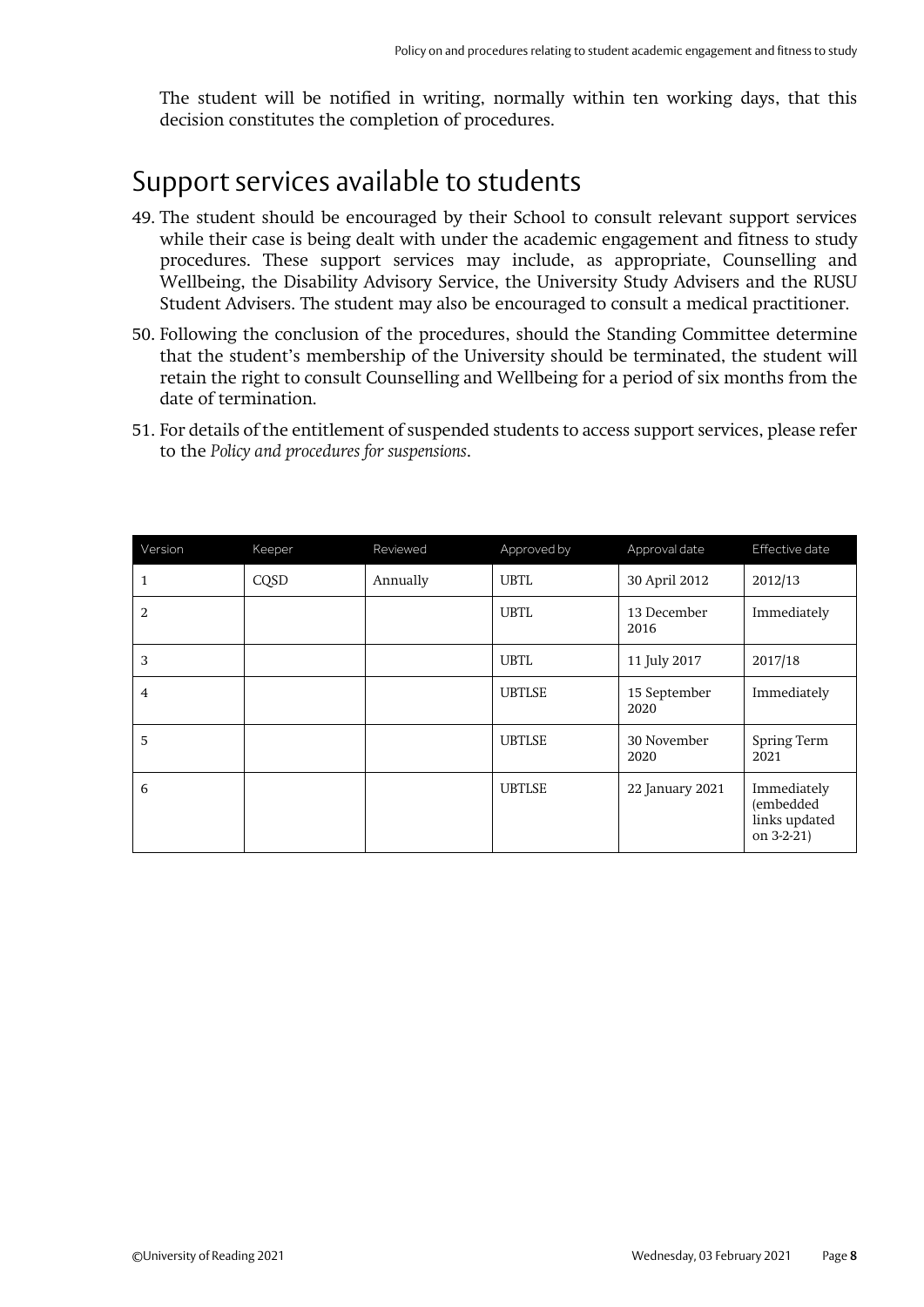The student will be notified in writing, normally within ten working days, that this decision constitutes the completion of procedures.

## Support services available to students

49. The student should be encouraged by their School to consult relevant support services while their case is being dealt with under the academic engagement and fitness to study procedures. These support services may include, as appropriate, Counselling and Wellbeing, the Disability Advisory Service, the University Study Advisers and the RUSU Student Advisers. The student may also be encouraged to consult a medical practitioner.
50. Following the conclusion of the procedures, should the Standing Committee determine that the student's membership of the University should be terminated, the student will retain the right to consult Counselling and Wellbeing for a period of six months from the date of termination.
51. For details of the entitlement of suspended students to access support services, please refer to the *Policy and procedures for suspensions*.

| Version | Keeper | Reviewed | Approved by | Approval date | Effective date |
|---|---|---|---|---|---|
| 1 | CQSD | Annually | UBTL | 30 April 2012 | 2012/13 |
| 2 | | | UBTL | 13 December 2016 | Immediately |
| 3 | | | UBTL | 11 July 2017 | 2017/18 |
| 4 | | | UBTLSE | 15 September 2020 | Immediately |
| 5 | | | UBTLSE | 30 November 2020 | Spring Term 2021 |
| 6 | | | UBTLSE | 22 January 2021 | Immediately (embedded links updated on 3-2-21) |